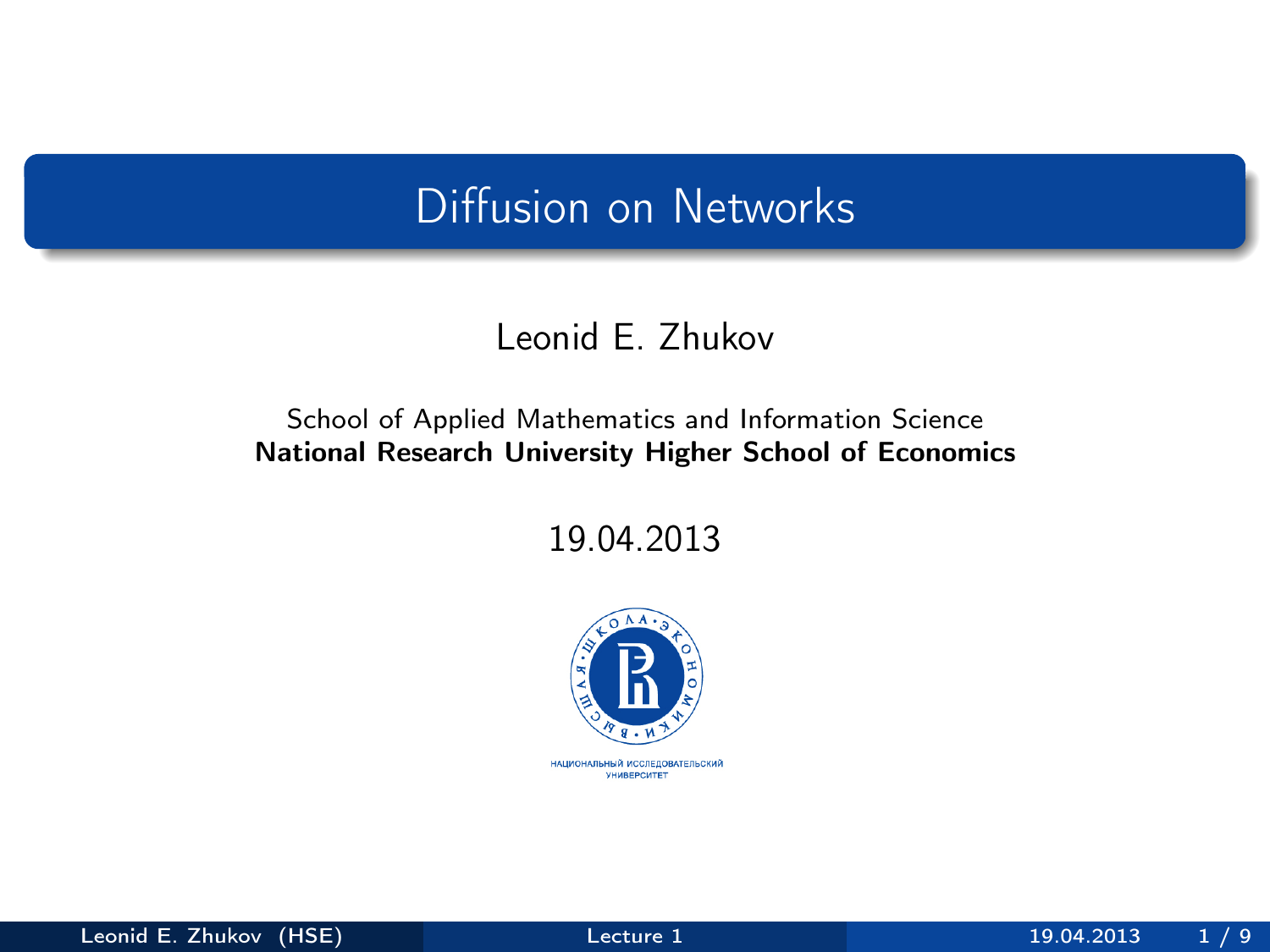# Diffusion on Networks

Leonid E. Zhukov

School of Applied Mathematics and Information Science
**National Research University Higher School of Economics**

19.04.2013

НАЦИОНАЛЬНЫЙ ИССЛЕДОВАТЕЛЬСКИЙ УНИВЕРСИТЕТ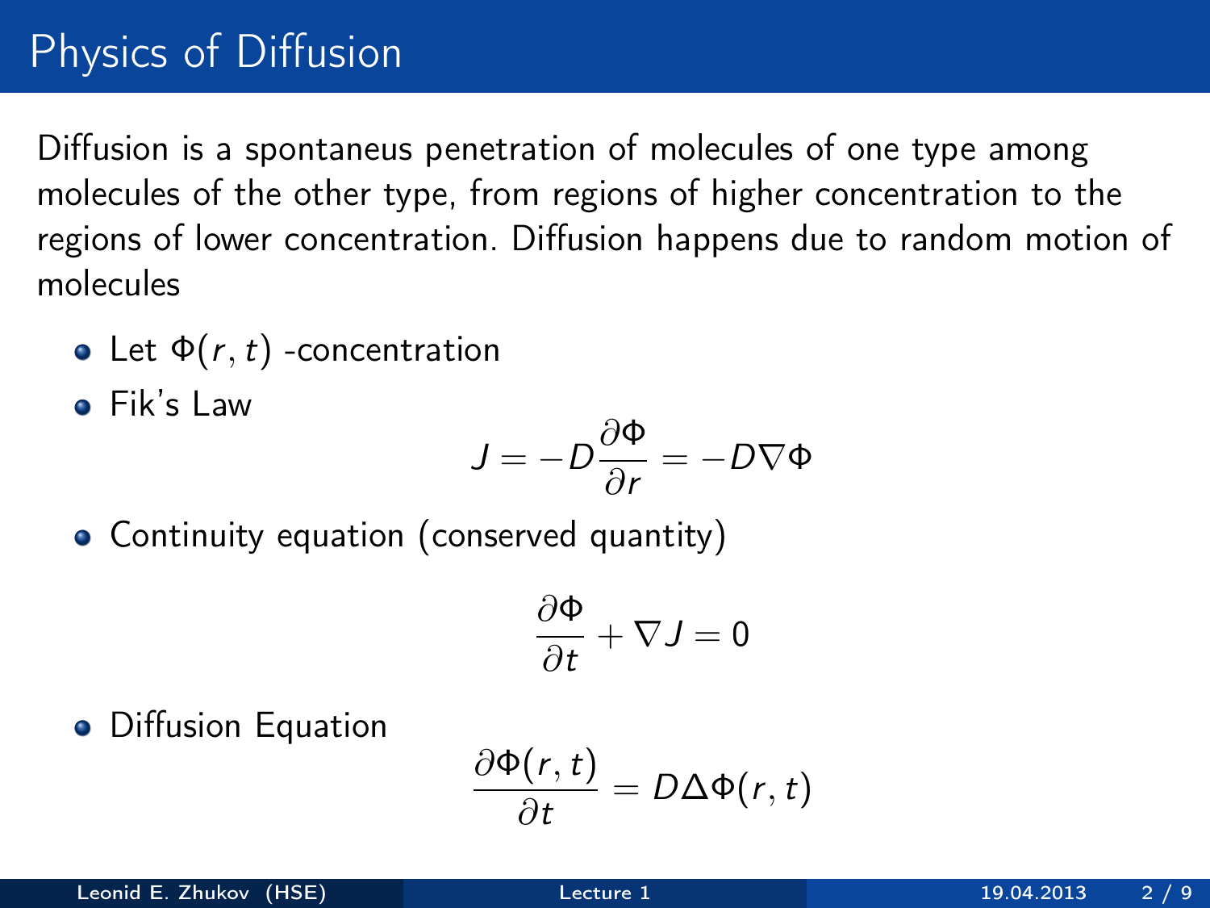# Physics of Diffusion

Diffusion is a spontaneous penetration of molecules of one type among molecules of the other type, from regions of higher concentration to the regions of lower concentration. Diffusion happens due to random motion of molecules

- Let $\Phi(r, t)$ -concentration
- Fik's Law

$$J = -D\frac{\partial \Phi}{\partial r} = -D\nabla\Phi$$

- Continuity equation (conserved quantity)

$$\frac{\partial \Phi}{\partial t} + \nabla J = 0$$

- Diffusion Equation

$$\frac{\partial \Phi(r, t)}{\partial t} = D\Delta\Phi(r, t)$$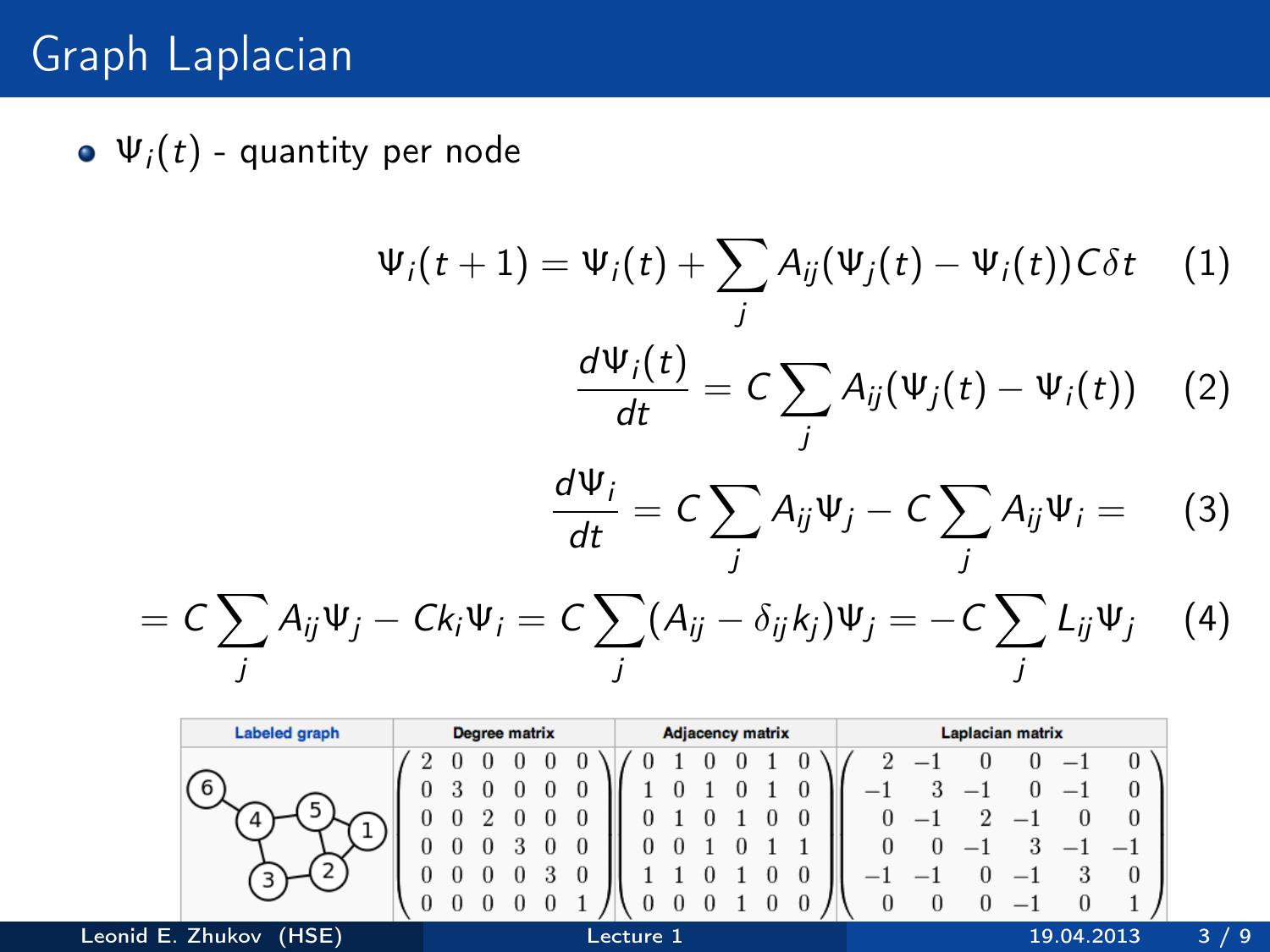# Graph Laplacian

- $\Psi_i(t)$ - quantity per node

$$\Psi_i(t+1) = \Psi_i(t) + \sum_j A_{ij}(\Psi_j(t) - \Psi_i(t))C\delta t \quad (1)$$

$$\frac{d\Psi_i(t)}{dt} = C\sum_j A_{ij}(\Psi_j(t) - \Psi_i(t)) \quad (2)$$

$$\frac{d\Psi_i}{dt} = C\sum_j A_{ij}\Psi_j - C\sum_j A_{ij}\Psi_i = \quad (3)$$

$$= C\sum_j A_{ij}\Psi_j - Ck_i\Psi_i = C\sum_j (A_{ij} - \delta_{ij}k_j)\Psi_j = -C\sum_j L_{ij}\Psi_j \quad (4)$$

| Labeled graph | Degree matrix | Adjacency matrix | Laplacian matrix |
|---|---|---|---|
| Graph with nodes 1–6; edges: 6–4, 4–5, 4–3, 5–1, 5–2, 1–2, 3–2 | $\begin{pmatrix} 2 & 0 & 0 & 0 & 0 & 0 \\ 0 & 3 & 0 & 0 & 0 & 0 \\ 0 & 0 & 2 & 0 & 0 & 0 \\ 0 & 0 & 0 & 3 & 0 & 0 \\ 0 & 0 & 0 & 0 & 3 & 0 \\ 0 & 0 & 0 & 0 & 0 & 1 \end{pmatrix}$ | $\begin{pmatrix} 0 & 1 & 0 & 0 & 1 & 0 \\ 1 & 0 & 1 & 0 & 1 & 0 \\ 0 & 1 & 0 & 1 & 0 & 0 \\ 0 & 0 & 1 & 0 & 1 & 1 \\ 1 & 1 & 0 & 1 & 0 & 0 \\ 0 & 0 & 0 & 1 & 0 & 0 \end{pmatrix}$ | $\begin{pmatrix} 2 & -1 & 0 & 0 & -1 & 0 \\ -1 & 3 & -1 & 0 & -1 & 0 \\ 0 & -1 & 2 & -1 & 0 & 0 \\ 0 & 0 & -1 & 3 & -1 & -1 \\ -1 & -1 & 0 & -1 & 3 & 0 \\ 0 & 0 & 0 & -1 & 0 & 1 \end{pmatrix}$ |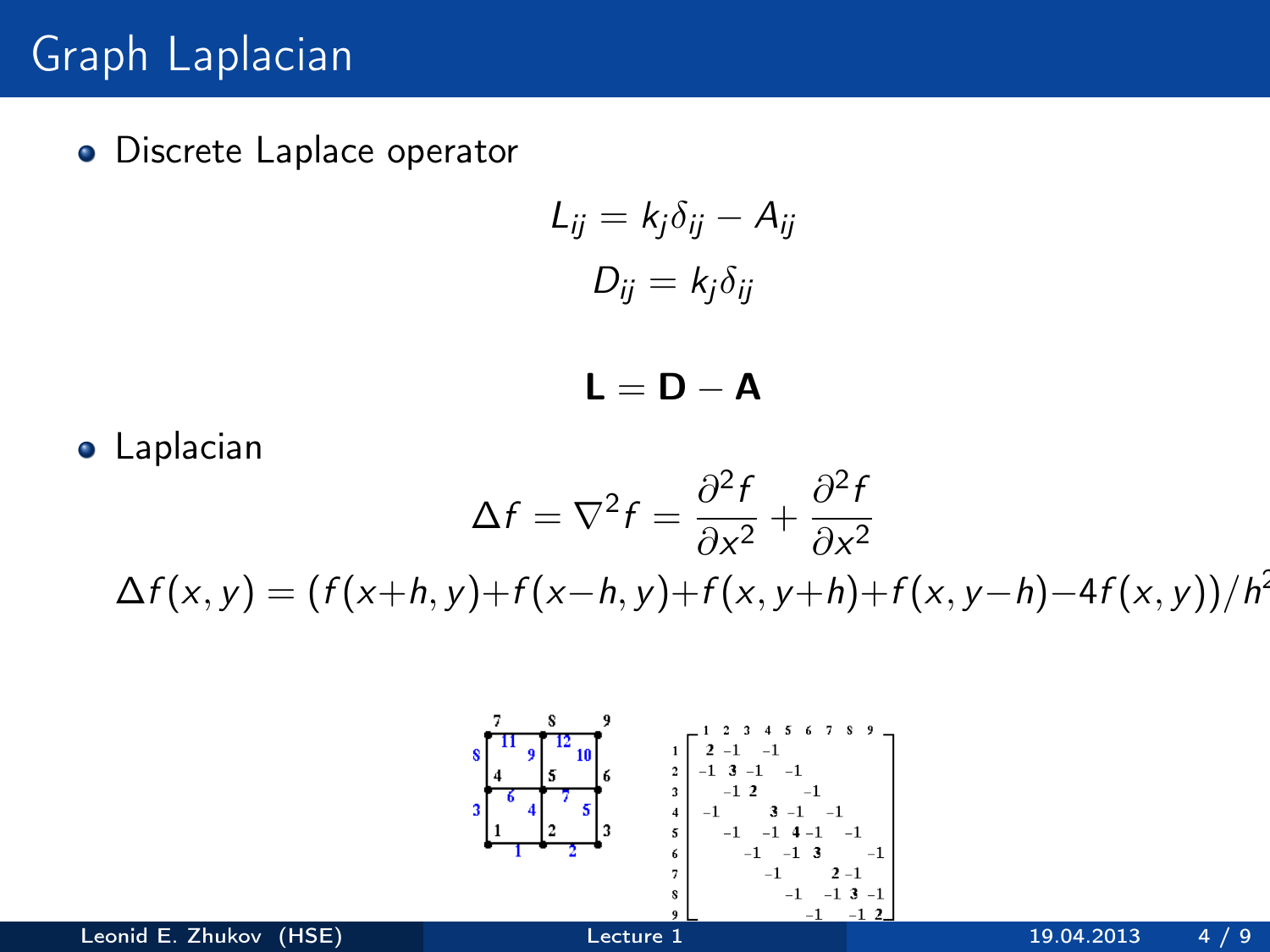# Graph Laplacian

- Discrete Laplace operator

$$L_{ij} = k_j \delta_{ij} - A_{ij}$$

$$D_{ij} = k_j \delta_{ij}$$

$$\mathbf{L} = \mathbf{D} - \mathbf{A}$$

- Laplacian

$$\Delta f = \nabla^2 f = \frac{\partial^2 f}{\partial x^2} + \frac{\partial^2 f}{\partial x^2}$$

$$\Delta f(x,y) = (f(x+h,y) + f(x-h,y) + f(x,y+h) + f(x,y-h) - 4f(x,y))/h^2$$

|   | 1 | 2 | 3 | 4 | 5 | 6 | 7 | 8 | 9 |
|---|---|---|---|---|---|---|---|---|---|
| 1 | 2 | -1 |  | -1 |  |  |  |  |  |
| 2 | -1 | 3 | -1 |  | -1 |  |  |  |  |
| 3 |  | -1 | 2 |  |  | -1 |  |  |  |
| 4 | -1 |  |  | 3 | -1 |  | -1 |  |  |
| 5 |  | -1 |  | -1 | 4 | -1 |  | -1 |  |
| 6 |  |  | -1 |  | -1 | 3 |  |  | -1 |
| 7 |  |  |  | -1 |  |  | 2 | -1 |  |
| 8 |  |  |  |  | -1 |  | -1 | 3 | -1 |
| 9 |  |  |  |  |  | -1 |  | -1 | 2 |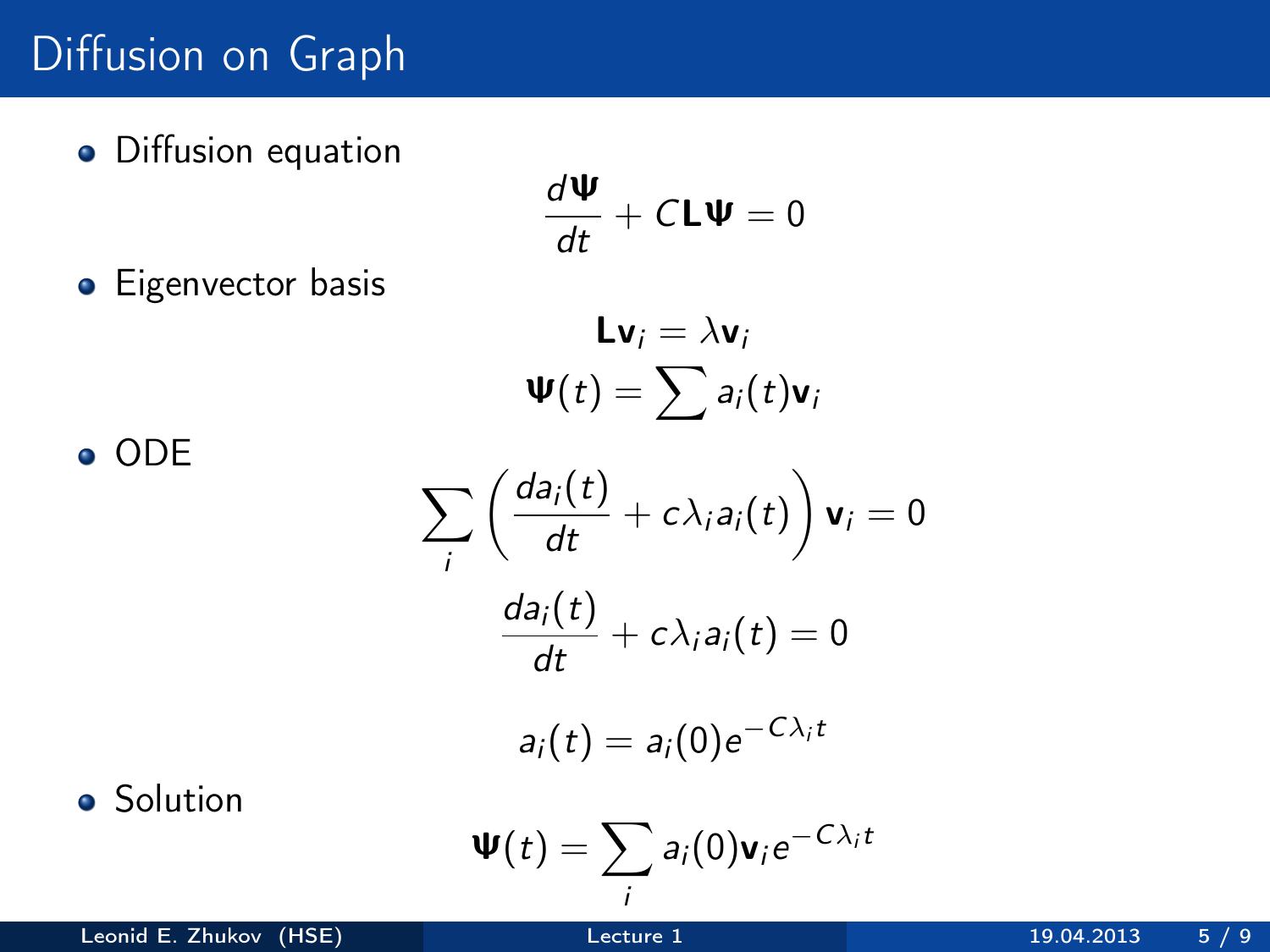# Diffusion on Graph

- Diffusion equation

$$\frac{d\mathbf{\Psi}}{dt} + C\mathbf{L}\mathbf{\Psi} = 0$$

- Eigenvector basis

$$\mathbf{L}\mathbf{v}_i = \lambda\mathbf{v}_i$$

$$\mathbf{\Psi}(t) = \sum a_i(t)\mathbf{v}_i$$

- ODE

$$\sum_i \left( \frac{da_i(t)}{dt} + c\lambda_i a_i(t) \right) \mathbf{v}_i = 0$$

$$\frac{da_i(t)}{dt} + c\lambda_i a_i(t) = 0$$

$$a_i(t) = a_i(0)e^{-C\lambda_i t}$$

- Solution

$$\mathbf{\Psi}(t) = \sum_i a_i(0)\mathbf{v}_i e^{-C\lambda_i t}$$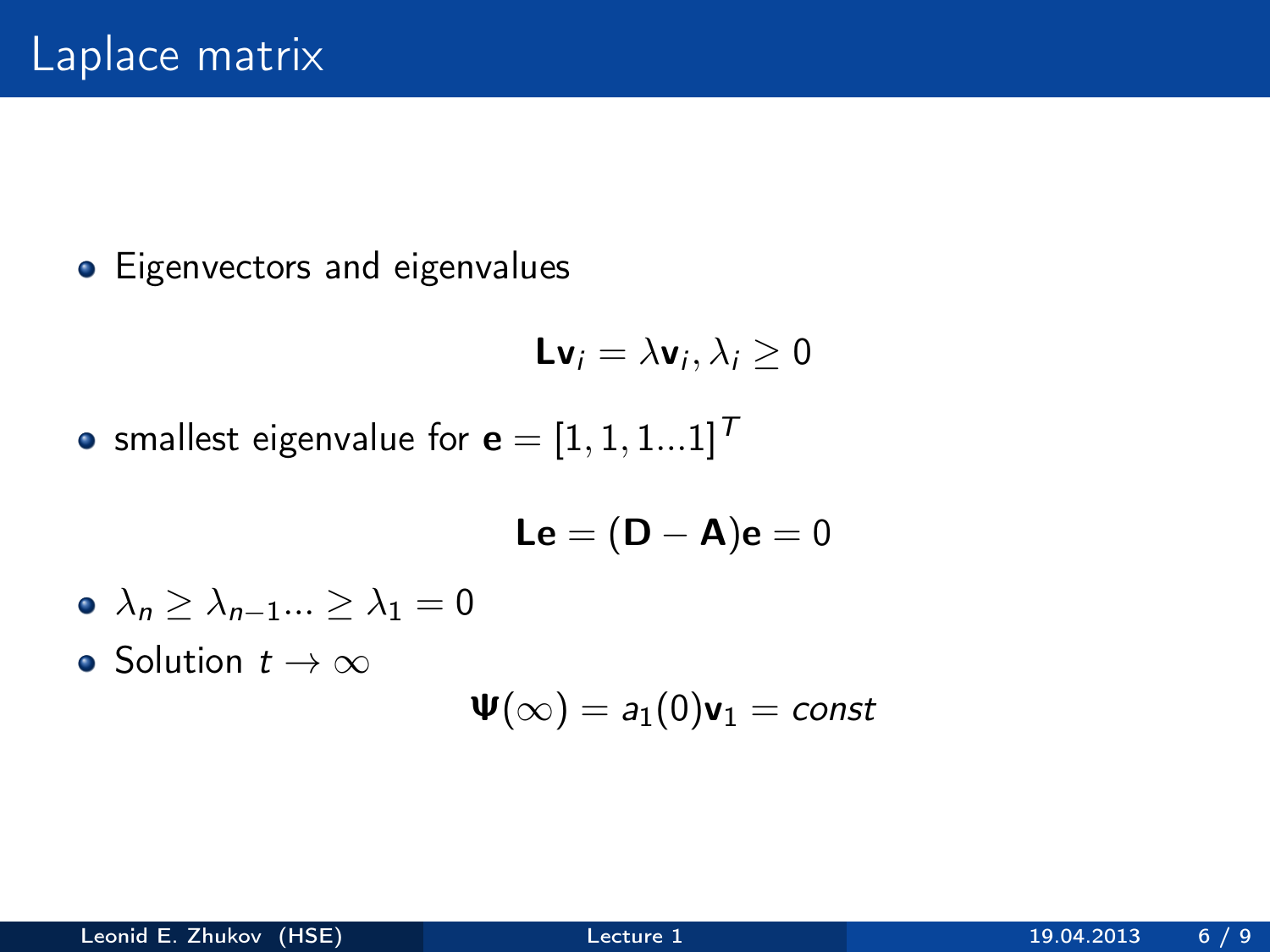# Laplace matrix

- Eigenvectors and eigenvalues

$$\mathbf{L}\mathbf{v}_i = \lambda \mathbf{v}_i, \lambda_i \geq 0$$

- smallest eigenvalue for $\mathbf{e} = [1, 1, 1...1]^T$

$$\mathbf{L}\mathbf{e} = (\mathbf{D} - \mathbf{A})\mathbf{e} = 0$$

- $\lambda_n \geq \lambda_{n-1} ... \geq \lambda_1 = 0$
- Solution $t \to \infty$

$$\mathbf{\Psi}(\infty) = a_1(0)\mathbf{v}_1 = const$$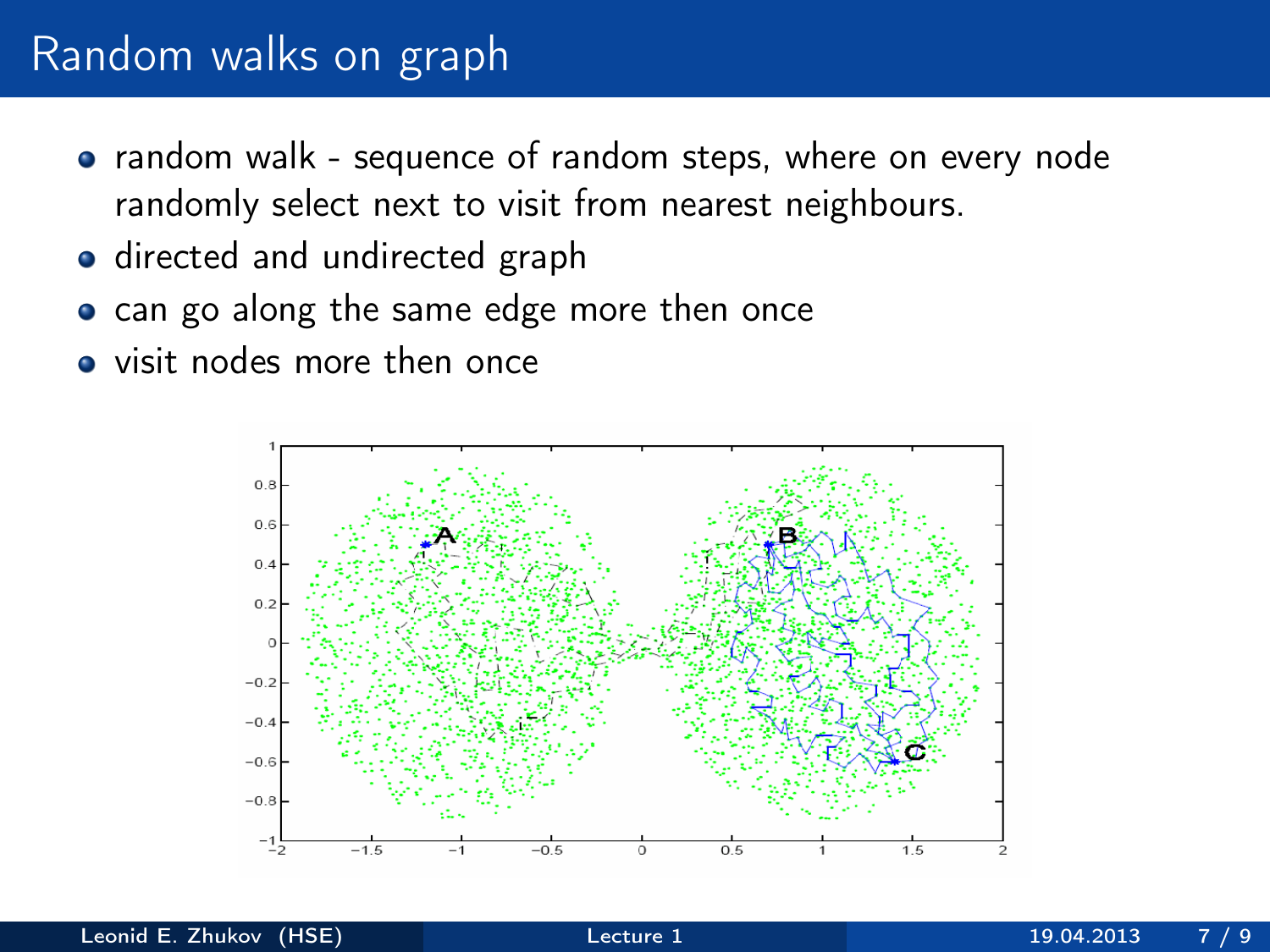# Random walks on graph

- random walk - sequence of random steps, where on every node randomly select next to visit from nearest neighbours.
- directed and undirected graph
- can go along the same edge more then once
- visit nodes more then once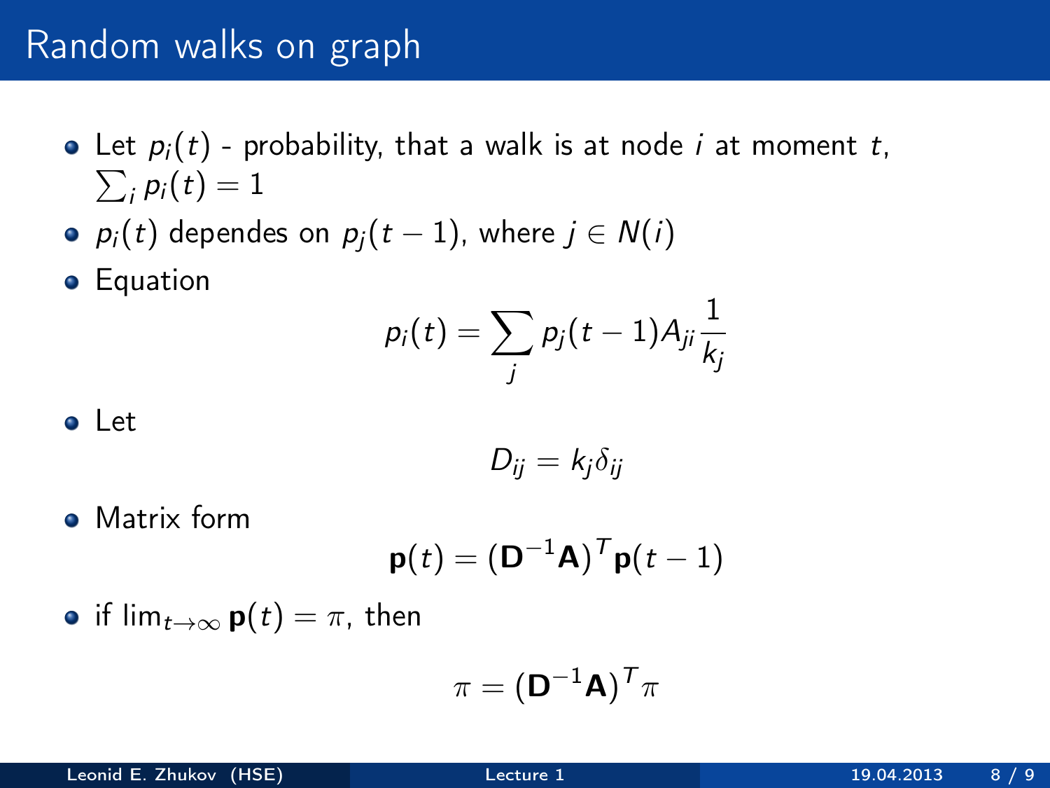# Random walks on graph

- Let $p_i(t)$ - probability, that a walk is at node $i$ at moment $t$, $\sum_i p_i(t) = 1$
- $p_i(t)$ dependes on $p_j(t-1)$, where $j \in N(i)$
- Equation

$$p_i(t) = \sum_j p_j(t-1) A_{ji} \frac{1}{k_j}$$

- Let

$$D_{ij} = k_j \delta_{ij}$$

- Matrix form

$$\mathbf{p}(t) = (\mathbf{D}^{-1}\mathbf{A})^T \mathbf{p}(t-1)$$

- if $\lim_{t \to \infty} \mathbf{p}(t) = \pi$, then

$$\pi = (\mathbf{D}^{-1}\mathbf{A})^T \pi$$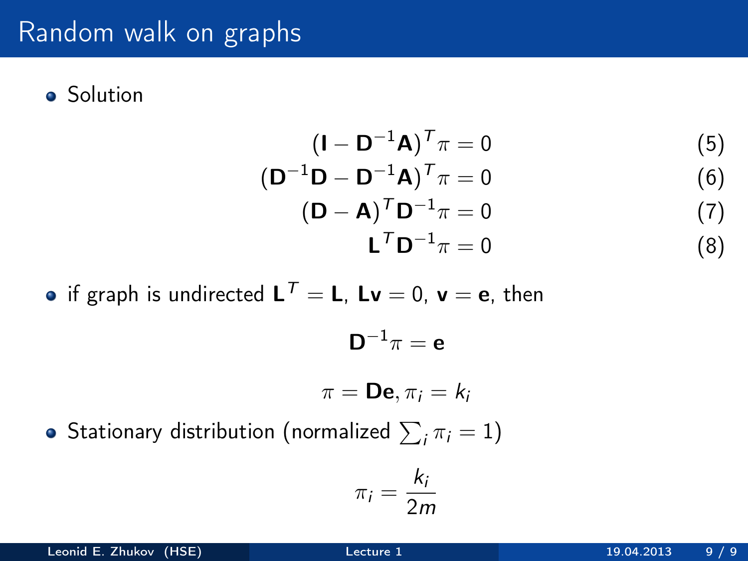# Random walk on graphs

- Solution

$$(\mathbf{I} - \mathbf{D}^{-1}\mathbf{A})^T \pi = 0 \quad (5)$$

$$(\mathbf{D}^{-1}\mathbf{D} - \mathbf{D}^{-1}\mathbf{A})^T \pi = 0 \quad (6)$$

$$(\mathbf{D} - \mathbf{A})^T \mathbf{D}^{-1} \pi = 0 \quad (7)$$

$$\mathbf{L}^T \mathbf{D}^{-1} \pi = 0 \quad (8)$$

- if graph is undirected $\mathbf{L}^T = \mathbf{L}$, $\mathbf{L}\mathbf{v} = 0$, $\mathbf{v} = \mathbf{e}$, then

$$\mathbf{D}^{-1}\pi = \mathbf{e}$$

$$\pi = \mathbf{D}\mathbf{e}, \pi_i = k_i$$

- Stationary distribution (normalized $\sum_i \pi_i = 1$)

$$\pi_i = \frac{k_i}{2m}$$